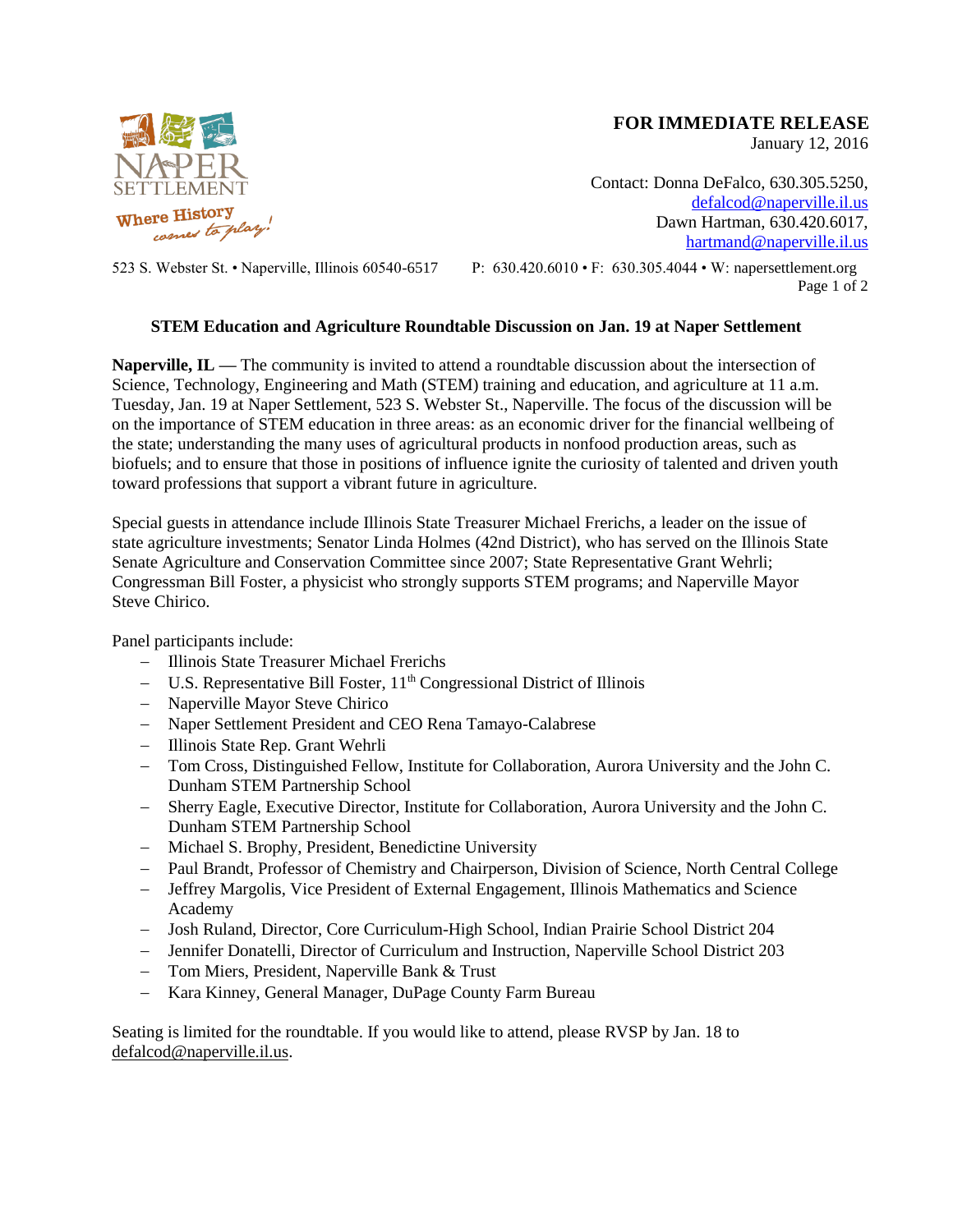NAPER SETTLEMENT

Where History comes to play!

**FOR IMMEDIATE RELEASE**

January 12, 2016

Contact: Donna DeFalco, 630.305.5250, defalcod@naperville.il.us

Dawn Hartman, 630.420.6017, hartmand@naperville.il.us

523 S. Webster St. • Naperville, Illinois 60540-6517 P: 630.420.6010 • F: 630.305.4044 • W: napersettlement.org

### STEM Education and Agriculture Roundtable Discussion on Jan. 19 at Naper Settlement

**Naperville, IL —** The community is invited to attend a roundtable discussion about the intersection of Science, Technology, Engineering and Math (STEM) training and education, and agriculture at 11 a.m. Tuesday, Jan. 19 at Naper Settlement, 523 S. Webster St., Naperville. The focus of the discussion will be on the importance of STEM education in three areas: as an economic driver for the financial wellbeing of the state; understanding the many uses of agricultural products in nonfood production areas, such as biofuels; and to ensure that those in positions of influence ignite the curiosity of talented and driven youth toward professions that support a vibrant future in agriculture.

Special guests in attendance include Illinois State Treasurer Michael Frerichs, a leader on the issue of state agriculture investments; Senator Linda Holmes (42nd District), who has served on the Illinois State Senate Agriculture and Conservation Committee since 2007; State Representative Grant Wehrli; Congressman Bill Foster, a physicist who strongly supports STEM programs; and Naperville Mayor Steve Chirico.

Panel participants include:

- Illinois State Treasurer Michael Frerichs
- U.S. Representative Bill Foster, 11th Congressional District of Illinois
- Naperville Mayor Steve Chirico
- Naper Settlement President and CEO Rena Tamayo-Calabrese
- Illinois State Rep. Grant Wehrli
- Tom Cross, Distinguished Fellow, Institute for Collaboration, Aurora University and the John C. Dunham STEM Partnership School
- Sherry Eagle, Executive Director, Institute for Collaboration, Aurora University and the John C. Dunham STEM Partnership School
- Michael S. Brophy, President, Benedictine University
- Paul Brandt, Professor of Chemistry and Chairperson, Division of Science, North Central College
- Jeffrey Margolis, Vice President of External Engagement, Illinois Mathematics and Science Academy
- Josh Ruland, Director, Core Curriculum-High School, Indian Prairie School District 204
- Jennifer Donatelli, Director of Curriculum and Instruction, Naperville School District 203
- Tom Miers, President, Naperville Bank & Trust
- Kara Kinney, General Manager, DuPage County Farm Bureau

Seating is limited for the roundtable. If you would like to attend, please RSVP by Jan. 18 to defalcod@naperville.il.us.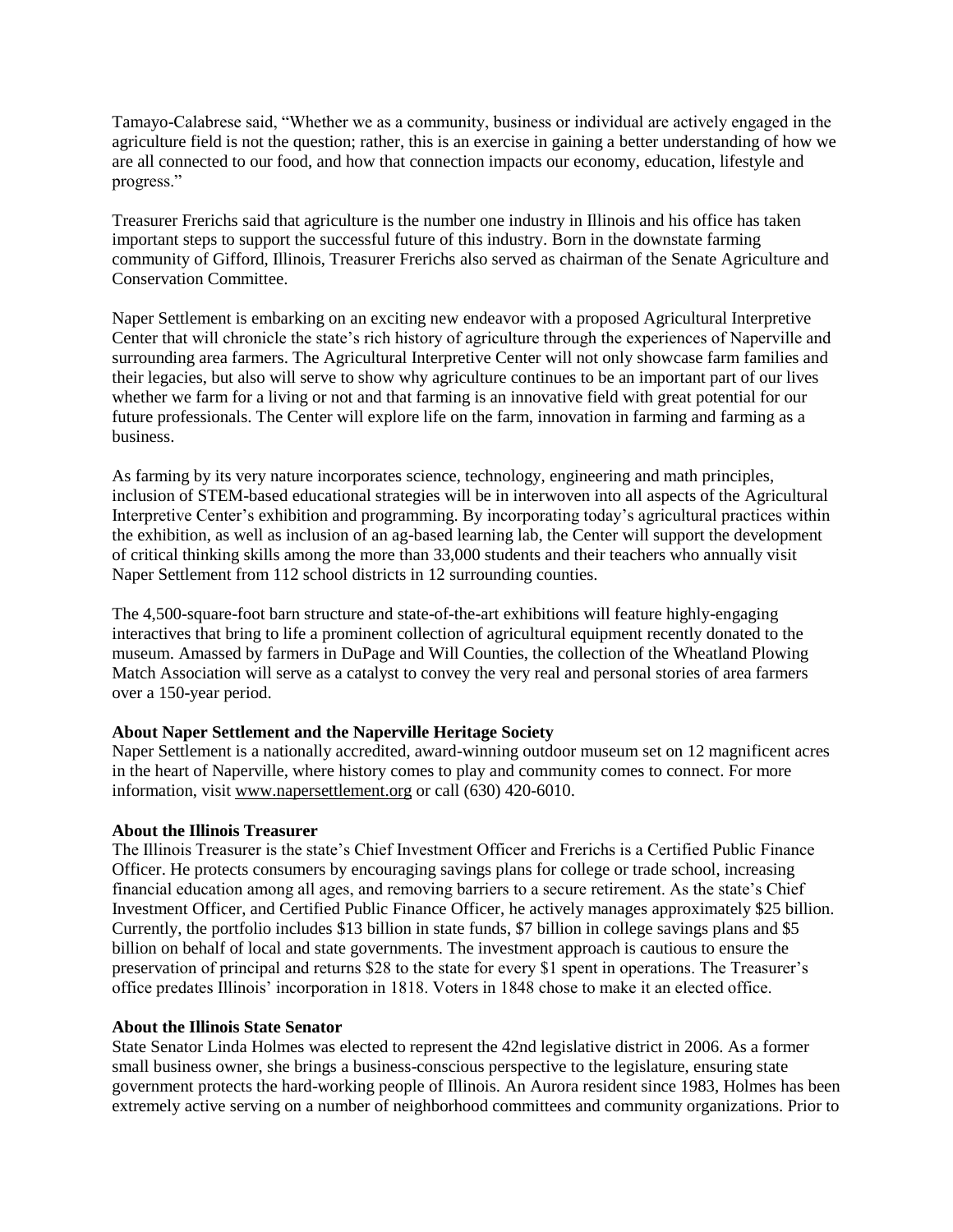Tamayo-Calabrese said, "Whether we as a community, business or individual are actively engaged in the agriculture field is not the question; rather, this is an exercise in gaining a better understanding of how we are all connected to our food, and how that connection impacts our economy, education, lifestyle and progress."

Treasurer Frerichs said that agriculture is the number one industry in Illinois and his office has taken important steps to support the successful future of this industry. Born in the downstate farming community of Gifford, Illinois, Treasurer Frerichs also served as chairman of the Senate Agriculture and Conservation Committee.

Naper Settlement is embarking on an exciting new endeavor with a proposed Agricultural Interpretive Center that will chronicle the state's rich history of agriculture through the experiences of Naperville and surrounding area farmers. The Agricultural Interpretive Center will not only showcase farm families and their legacies, but also will serve to show why agriculture continues to be an important part of our lives whether we farm for a living or not and that farming is an innovative field with great potential for our future professionals. The Center will explore life on the farm, innovation in farming and farming as a business.

As farming by its very nature incorporates science, technology, engineering and math principles, inclusion of STEM-based educational strategies will be in interwoven into all aspects of the Agricultural Interpretive Center's exhibition and programming. By incorporating today's agricultural practices within the exhibition, as well as inclusion of an ag-based learning lab, the Center will support the development of critical thinking skills among the more than 33,000 students and their teachers who annually visit Naper Settlement from 112 school districts in 12 surrounding counties.

The 4,500-square-foot barn structure and state-of-the-art exhibitions will feature highly-engaging interactives that bring to life a prominent collection of agricultural equipment recently donated to the museum. Amassed by farmers in DuPage and Will Counties, the collection of the Wheatland Plowing Match Association will serve as a catalyst to convey the very real and personal stories of area farmers over a 150-year period.

**About Naper Settlement and the Naperville Heritage Society**
Naper Settlement is a nationally accredited, award-winning outdoor museum set on 12 magnificent acres in the heart of Naperville, where history comes to play and community comes to connect. For more information, visit www.napersettlement.org or call (630) 420-6010.

**About the Illinois Treasurer**
The Illinois Treasurer is the state's Chief Investment Officer and Frerichs is a Certified Public Finance Officer. He protects consumers by encouraging savings plans for college or trade school, increasing financial education among all ages, and removing barriers to a secure retirement. As the state's Chief Investment Officer, and Certified Public Finance Officer, he actively manages approximately $25 billion. Currently, the portfolio includes $13 billion in state funds, $7 billion in college savings plans and $5 billion on behalf of local and state governments. The investment approach is cautious to ensure the preservation of principal and returns $28 to the state for every $1 spent in operations. The Treasurer's office predates Illinois' incorporation in 1818. Voters in 1848 chose to make it an elected office.

**About the Illinois State Senator**
State Senator Linda Holmes was elected to represent the 42nd legislative district in 2006. As a former small business owner, she brings a business-conscious perspective to the legislature, ensuring state government protects the hard-working people of Illinois. An Aurora resident since 1983, Holmes has been extremely active serving on a number of neighborhood committees and community organizations. Prior to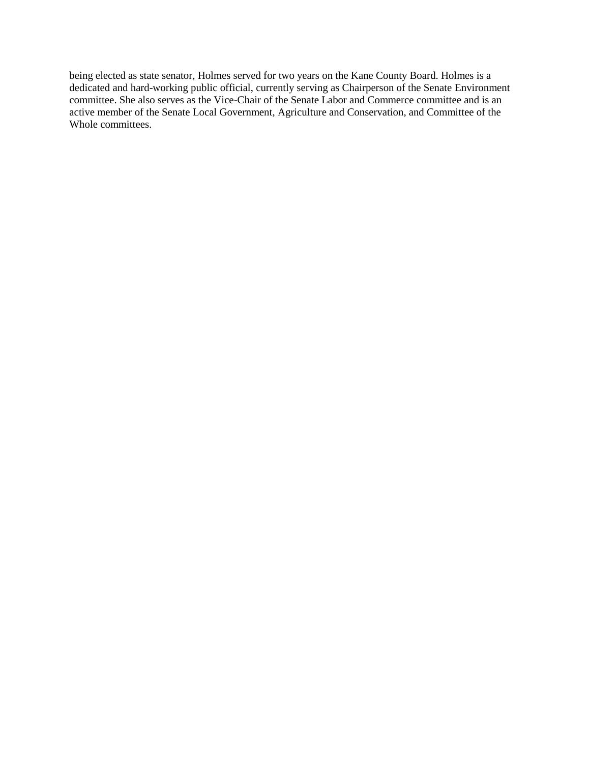being elected as state senator, Holmes served for two years on the Kane County Board. Holmes is a dedicated and hard-working public official, currently serving as Chairperson of the Senate Environment committee. She also serves as the Vice-Chair of the Senate Labor and Commerce committee and is an active member of the Senate Local Government, Agriculture and Conservation, and Committee of the Whole committees.